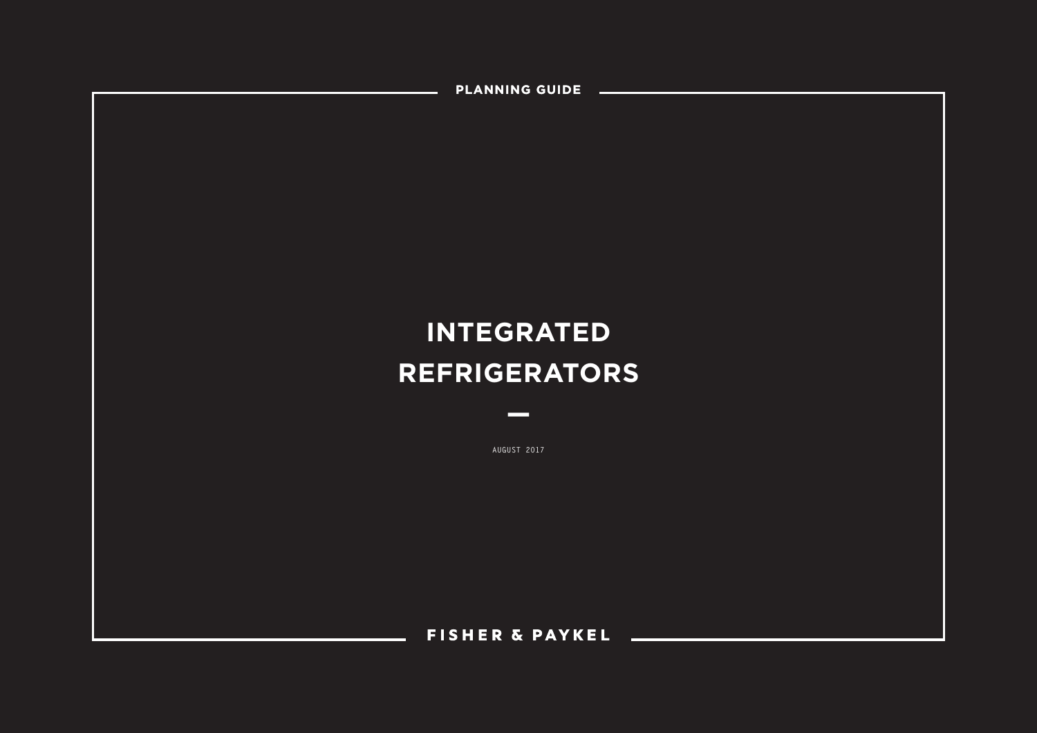PLANNING GUIDE

# INTEGRATED REFRIGERATORS

—

AUGUST 2017

FISHER & PAYKEL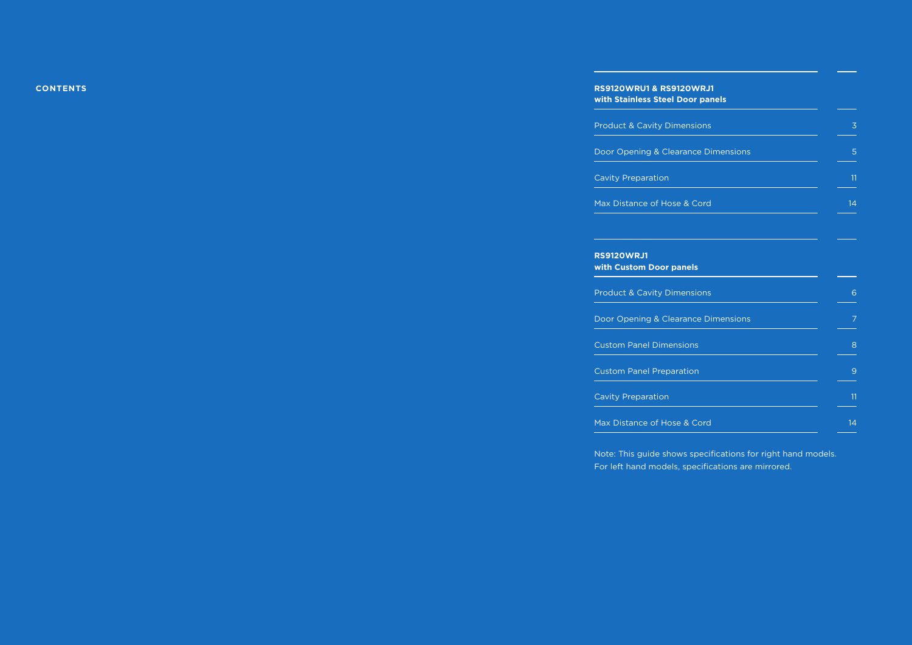## CONTENTS

| **RS9120WRU1 & RS9120WRJ1 with Stainless Steel Door panels** | |
|---|---|
| Product & Cavity Dimensions | 3 |
| Door Opening & Clearance Dimensions | 5 |
| Cavity Preparation | 11 |
| Max Distance of Hose & Cord | 14 |

| **RS9120WRJ1 with Custom Door panels** | |
|---|---|
| Product & Cavity Dimensions | 6 |
| Door Opening & Clearance Dimensions | 7 |
| Custom Panel Dimensions | 8 |
| Custom Panel Preparation | 9 |
| Cavity Preparation | 11 |
| Max Distance of Hose & Cord | 14 |

Note: This guide shows specifications for right hand models. For left hand models, specifications are mirrored.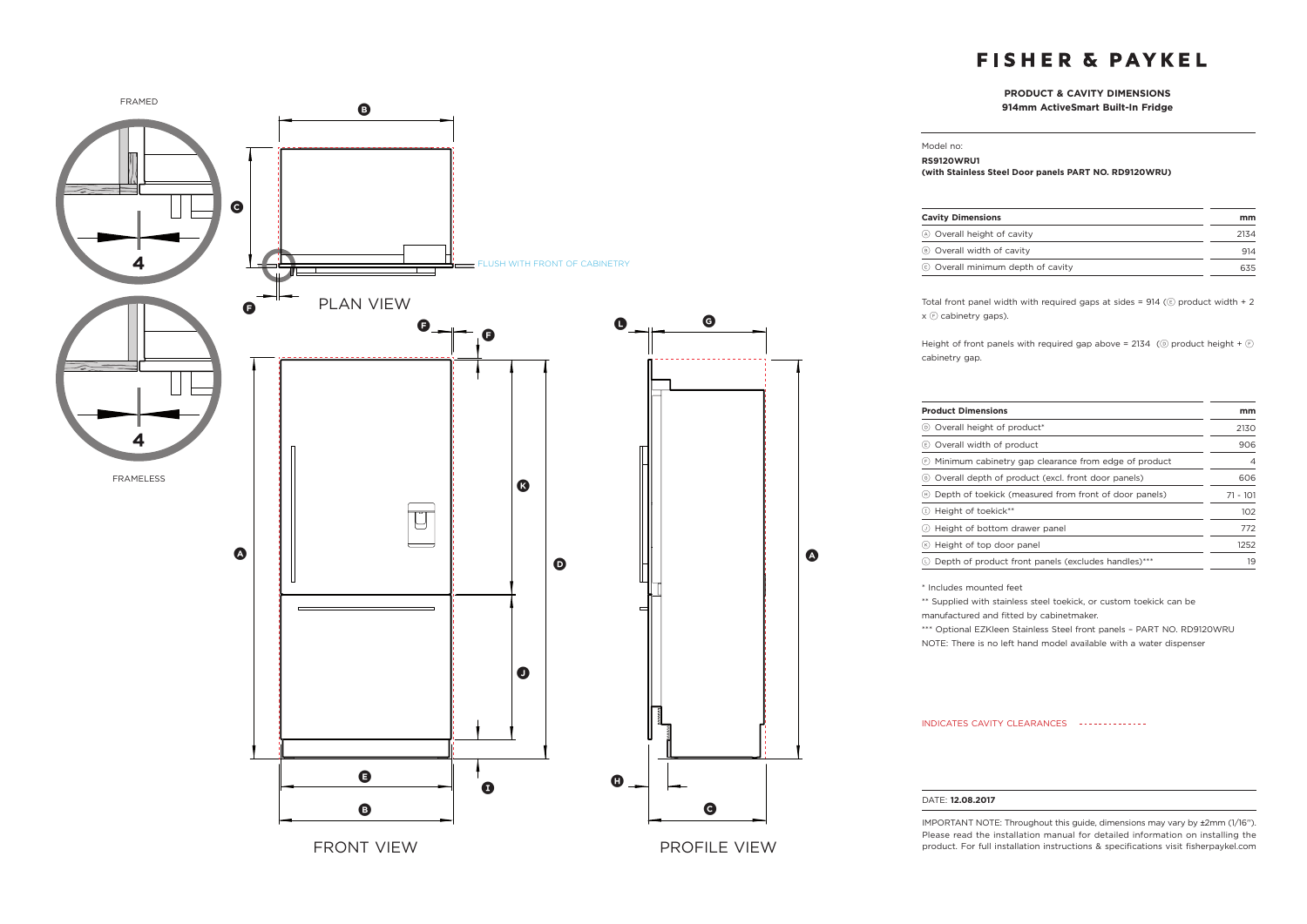# FISHER & PAYKEL

**PRODUCT & CAVITY DIMENSIONS**
**914mm ActiveSmart Built-In Fridge**

Model no:

**RS9120WRU1**
**(with Stainless Steel Door panels PART NO. RD9120WRU)**

| Cavity Dimensions | mm |
|---|---|
| Ⓐ Overall height of cavity | 2134 |
| Ⓑ Overall width of cavity | 914 |
| Ⓒ Overall minimum depth of cavity | 635 |

Total front panel width with required gaps at sides = 914 (Ⓔ product width + 2 x Ⓕ cabinetry gaps).

Height of front panels with required gap above = 2134 (Ⓓ product height + Ⓕ cabinetry gap.

| Product Dimensions | mm |
|---|---|
| Ⓓ Overall height of product* | 2130 |
| Ⓔ Overall width of product | 906 |
| Ⓕ Minimum cabinetry gap clearance from edge of product | 4 |
| Ⓖ Overall depth of product (excl. front door panels) | 606 |
| Ⓗ Depth of toekick (measured from front of door panels) | 71 - 101 |
| Ⓘ Height of toekick** | 102 |
| Ⓙ Height of bottom drawer panel | 772 |
| Ⓚ Height of top door panel | 1252 |
| Ⓛ Depth of product front panels (excludes handles)*** | 19 |

* Includes mounted feet

** Supplied with stainless steel toekick, or custom toekick can be manufactured and fitted by cabinetmaker.

*** Optional EZKleen Stainless Steel front panels – PART NO. RD9120WRU

NOTE: There is no left hand model available with a water dispenser

INDICATES CAVITY CLEARANCES - - - - - - - - - - - - - -

FRAMED

FRAMELESS

PLAN VIEW

FLUSH WITH FRONT OF CABINETRY

FRONT VIEW

PROFILE VIEW

DATE: **12.08.2017**

IMPORTANT NOTE: Throughout this guide, dimensions may vary by ±2mm (1/16"). Please read the installation manual for detailed information on installing the product. For full installation instructions & specifications visit fisherpaykel.com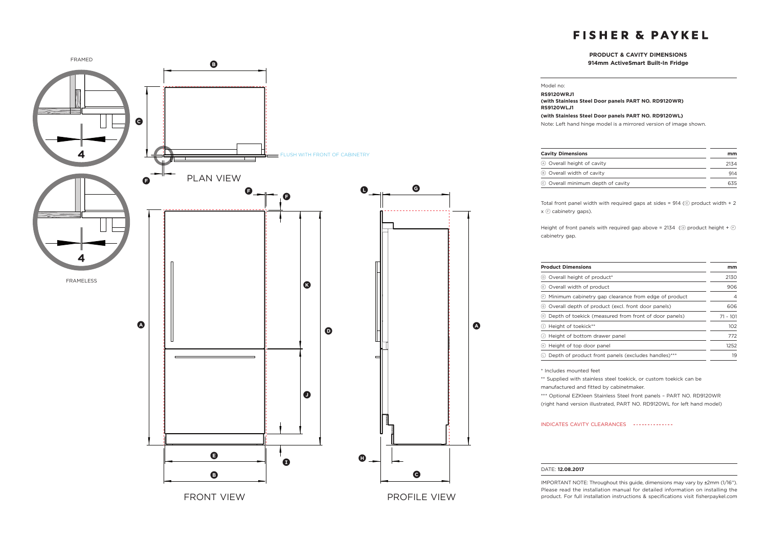# FISHER & PAYKEL

**PRODUCT & CAVITY DIMENSIONS**
**914mm ActiveSmart Built-In Fridge**

Model no:

**RS9120WRJ1**
**(with Stainless Steel Door panels PART NO. RD9120WR)**
**RS9120WLJ1**
**(with Stainless Steel Door panels PART NO. RD9120WL)**

Note: Left hand hinge model is a mirrored version of image shown.

| Cavity Dimensions | mm |
|---|---|
| Ⓐ Overall height of cavity | 2134 |
| Ⓑ Overall width of cavity | 914 |
| Ⓒ Overall minimum depth of cavity | 635 |

Total front panel width with required gaps at sides = 914 (Ⓔ product width + 2 x Ⓕ cabinetry gaps).

Height of front panels with required gap above = 2134 (Ⓓ product height + Ⓕ cabinetry gap.

| Product Dimensions | mm |
|---|---|
| Ⓓ Overall height of product* | 2130 |
| Ⓔ Overall width of product | 906 |
| Ⓕ Minimum cabinetry gap clearance from edge of product | 4 |
| Ⓖ Overall depth of product (excl. front door panels) | 606 |
| Ⓗ Depth of toekick (measured from front of door panels) | 71 - 101 |
| Ⓘ Height of toekick** | 102 |
| Ⓙ Height of bottom drawer panel | 772 |
| Ⓚ Height of top door panel | 1252 |
| Ⓛ Depth of product front panels (excludes handles)*** | 19 |

* Includes mounted feet

** Supplied with stainless steel toekick, or custom toekick can be manufactured and fitted by cabinetmaker.

*** Optional EZKleen Stainless Steel front panels – PART NO. RD9120WR (right hand version illustrated, PART NO. RD9120WL for left hand model)

INDICATES CAVITY CLEARANCES - - - - - - - - - - - - - -

FRAMED

FRAMELESS

PLAN VIEW

FLUSH WITH FRONT OF CABINETRY

FRONT VIEW

PROFILE VIEW

DATE: **12.08.2017**

IMPORTANT NOTE: Throughout this guide, dimensions may vary by ±2mm (1/16"). Please read the installation manual for detailed information on installing the product. For full installation instructions & specifications visit fisherpaykel.com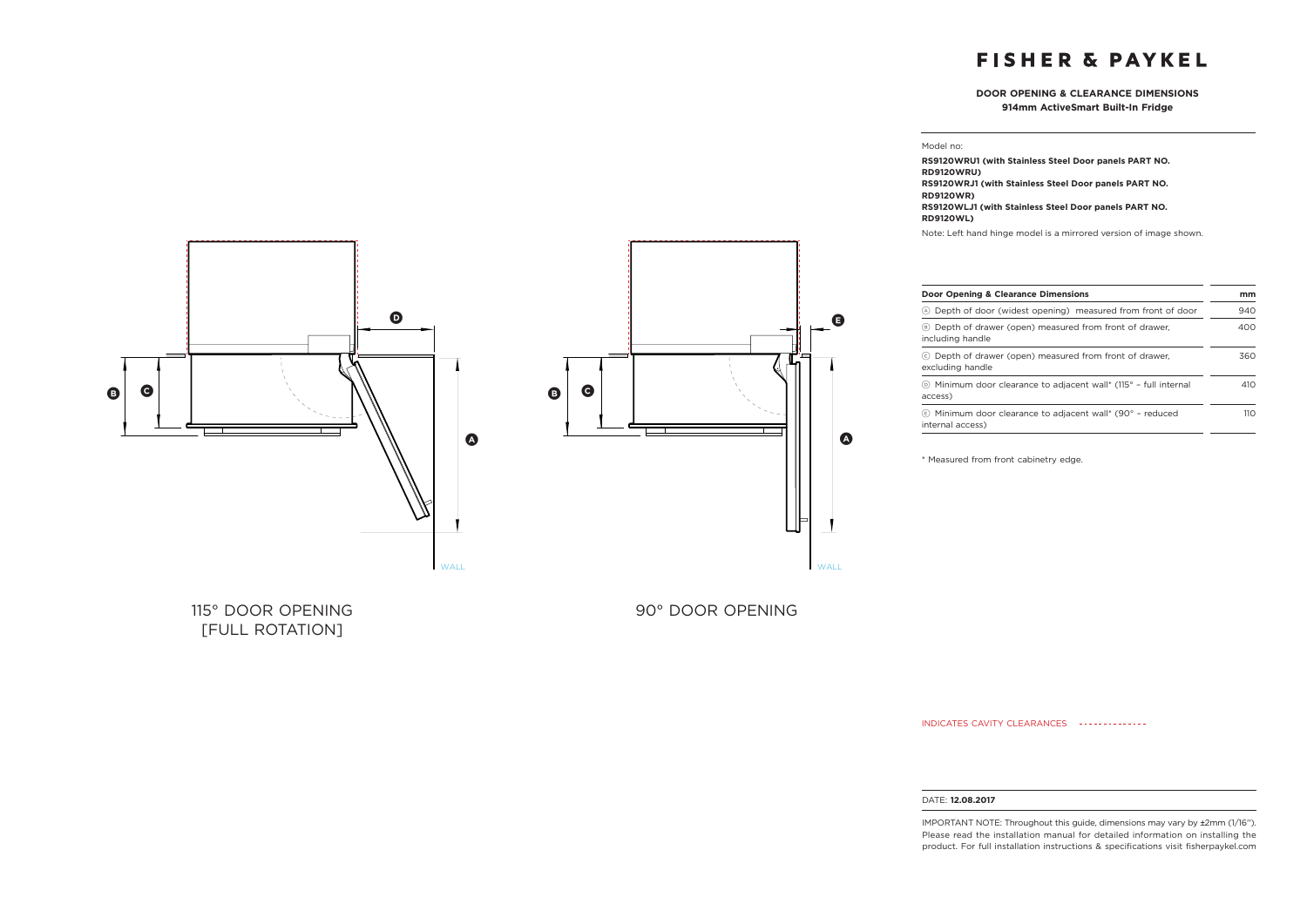# FISHER & PAYKEL

**DOOR OPENING & CLEARANCE DIMENSIONS**
**914mm ActiveSmart Built-In Fridge**

Model no:

**RS9120WRU1 (with Stainless Steel Door panels PART NO. RD9120WRU)**
**RS9120WRJ1 (with Stainless Steel Door panels PART NO. RD9120WR)**
**RS9120WLJ1 (with Stainless Steel Door panels PART NO. RD9120WL)**

Note: Left hand hinge model is a mirrored version of image shown.

| Door Opening & Clearance Dimensions | mm |
|---|---|
| Ⓐ Depth of door (widest opening) measured from front of door | 940 |
| Ⓑ Depth of drawer (open) measured from front of drawer, including handle | 400 |
| Ⓒ Depth of drawer (open) measured from front of drawer, excluding handle | 360 |
| Ⓓ Minimum door clearance to adjacent wall* (115° – full internal access) | 410 |
| Ⓔ Minimum door clearance to adjacent wall* (90° – reduced internal access) | 110 |

* Measured from front cabinetry edge.

115° DOOR OPENING [FULL ROTATION]

90° DOOR OPENING

INDICATES CAVITY CLEARANCES - - - - - - - - - - - - - -

DATE: **12.08.2017**

IMPORTANT NOTE: Throughout this guide, dimensions may vary by ±2mm (1/16"). Please read the installation manual for detailed information on installing the product. For full installation instructions & specifications visit fisherpaykel.com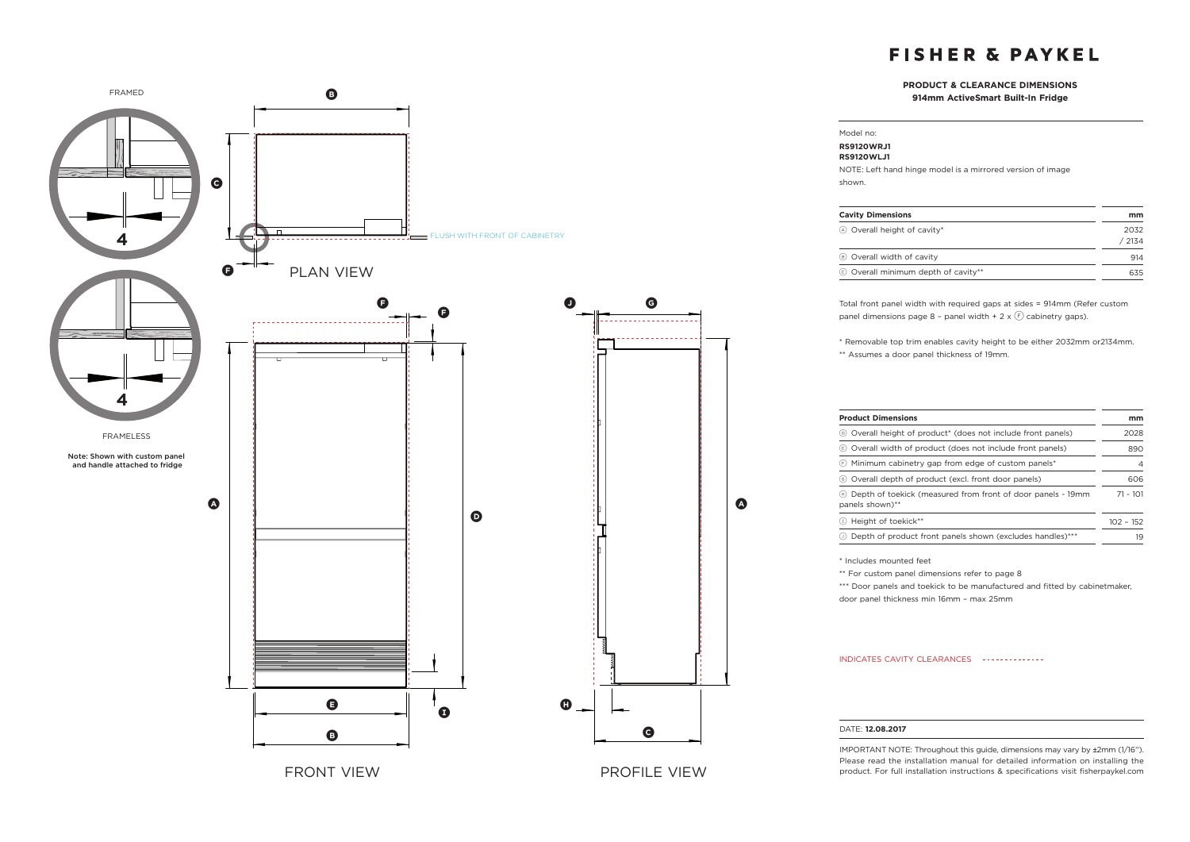FRAMED

4

4

FRAMELESS

Note: Shown with custom panel and handle attached to fridge

PLAN VIEW

FLUSH WITH FRONT OF CABINETRY

FRONT VIEW

PROFILE VIEW

# FISHER & PAYKEL

**PRODUCT & CLEARANCE DIMENSIONS**
**914mm ActiveSmart Built-In Fridge**

Model no:
**RS9120WRJ1**
**RS9120WLJ1**

NOTE: Left hand hinge model is a mirrored version of image shown.

| Cavity Dimensions | mm |
|---|---|
| Ⓐ Overall height of cavity* | 2032 / 2134 |
| Ⓑ Overall width of cavity | 914 |
| Ⓒ Overall minimum depth of cavity** | 635 |

Total front panel width with required gaps at sides = 914mm (Refer custom panel dimensions page 8 – panel width + 2 x Ⓕ cabinetry gaps).

\* Removable top trim enables cavity height to be either 2032mm or2134mm.
** Assumes a door panel thickness of 19mm.

| Product Dimensions | mm |
|---|---|
| Ⓓ Overall height of product* (does not include front panels) | 2028 |
| Ⓔ Overall width of product (does not include front panels) | 890 |
| Ⓕ Minimum cabinetry gap from edge of custom panels* | 4 |
| Ⓖ Overall depth of product (excl. front door panels) | 606 |
| Ⓗ Depth of toekick (measured from front of door panels - 19mm panels shown)** | 71 - 101 |
| Ⓘ Height of toekick** | 102 – 152 |
| Ⓙ Depth of product front panels shown (excludes handles)*** | 19 |

\* Includes mounted feet
** For custom panel dimensions refer to page 8
*** Door panels and toekick to be manufactured and fitted by cabinetmaker, door panel thickness min 16mm – max 25mm

INDICATES CAVITY CLEARANCES - - - - - - - - - - - - -

DATE: **12.08.2017**

IMPORTANT NOTE: Throughout this guide, dimensions may vary by ±2mm (1/16"). Please read the installation manual for detailed information on installing the product. For full installation instructions & specifications visit fisherpaykel.com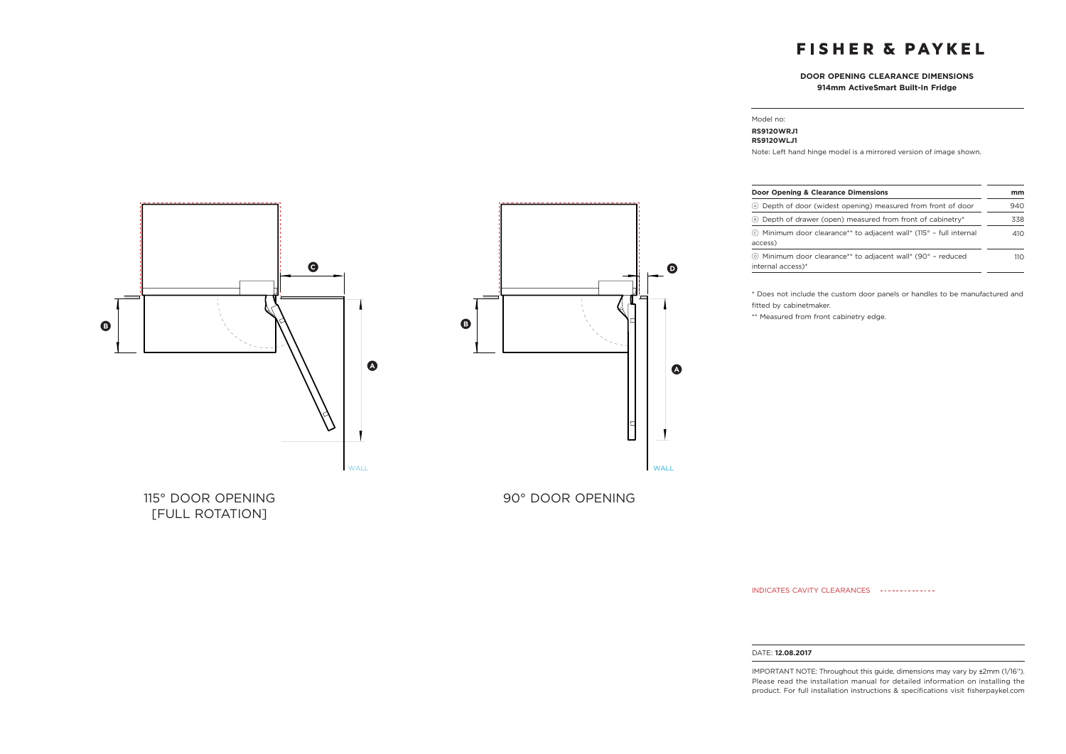# FISHER & PAYKEL

**DOOR OPENING CLEARANCE DIMENSIONS**
**914mm ActiveSmart Built-In Fridge**

Model no:
**RS9120WRJ1**
**RS9120WLJ1**

Note: Left hand hinge model is a mirrored version of image shown.

| Door Opening & Clearance Dimensions | mm |
|---|---|
| Ⓐ Depth of door (widest opening) measured from front of door | 940 |
| Ⓑ Depth of drawer (open) measured from front of cabinetry* | 338 |
| Ⓒ Minimum door clearance** to adjacent wall* (115° – full internal access) | 410 |
| Ⓓ Minimum door clearance** to adjacent wall* (90° – reduced internal access)* | 110 |

* Does not include the custom door panels or handles to be manufactured and fitted by cabinetmaker.

** Measured from front cabinetry edge.

B C A WALL

115° DOOR OPENING [FULL ROTATION]

B D A WALL

90° DOOR OPENING

INDICATES CAVITY CLEARANCES - - - - - - - - - - - - - -

DATE: **12.08.2017**

IMPORTANT NOTE: Throughout this guide, dimensions may vary by ±2mm (1/16"). Please read the installation manual for detailed information on installing the product. For full installation instructions & specifications visit fisherpaykel.com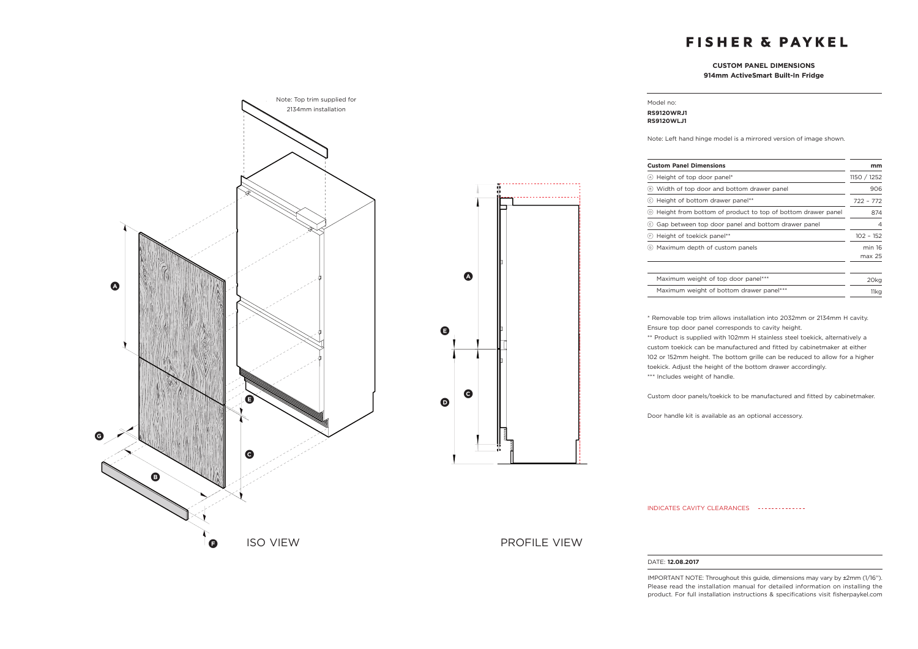# FISHER & PAYKEL

**CUSTOM PANEL DIMENSIONS**
**914mm ActiveSmart Built-In Fridge**

Note: Top trim supplied for 2134mm installation

ISO VIEW

PROFILE VIEW

Model no:
**RS9120WRJ1**
**RS9120WLJ1**

Note: Left hand hinge model is a mirrored version of image shown.

| Custom Panel Dimensions | mm |
|---|---|
| Ⓐ Height of top door panel* | 1150 / 1252 |
| Ⓑ Width of top door and bottom drawer panel | 906 |
| Ⓒ Height of bottom drawer panel** | 722 – 772 |
| Ⓓ Height from bottom of product to top of bottom drawer panel | 874 |
| Ⓔ Gap between top door panel and bottom drawer panel | 4 |
| Ⓕ Height of toekick panel** | 102 – 152 |
| Ⓖ Maximum depth of custom panels | min 16 max 25 |
| Maximum weight of top door panel*** | 20kg |
| Maximum weight of bottom drawer panel*** | 11kg |

* Removable top trim allows installation into 2032mm or 2134mm H cavity. Ensure top door panel corresponds to cavity height.
** Product is supplied with 102mm H stainless steel toekick, alternatively a custom toekick can be manufactured and fitted by cabinetmaker at either 102 or 152mm height. The bottom grille can be reduced to allow for a higher toekick. Adjust the height of the bottom drawer accordingly.
*** Includes weight of handle.

Custom door panels/toekick to be manufactured and fitted by cabinetmaker.

Door handle kit is available as an optional accessory.

INDICATES CAVITY CLEARANCES - - - - - - - - - - - - - -

DATE: **12.08.2017**

IMPORTANT NOTE: Throughout this guide, dimensions may vary by ±2mm (1/16"). Please read the installation manual for detailed information on installing the product. For full installation instructions & specifications visit fisherpaykel.com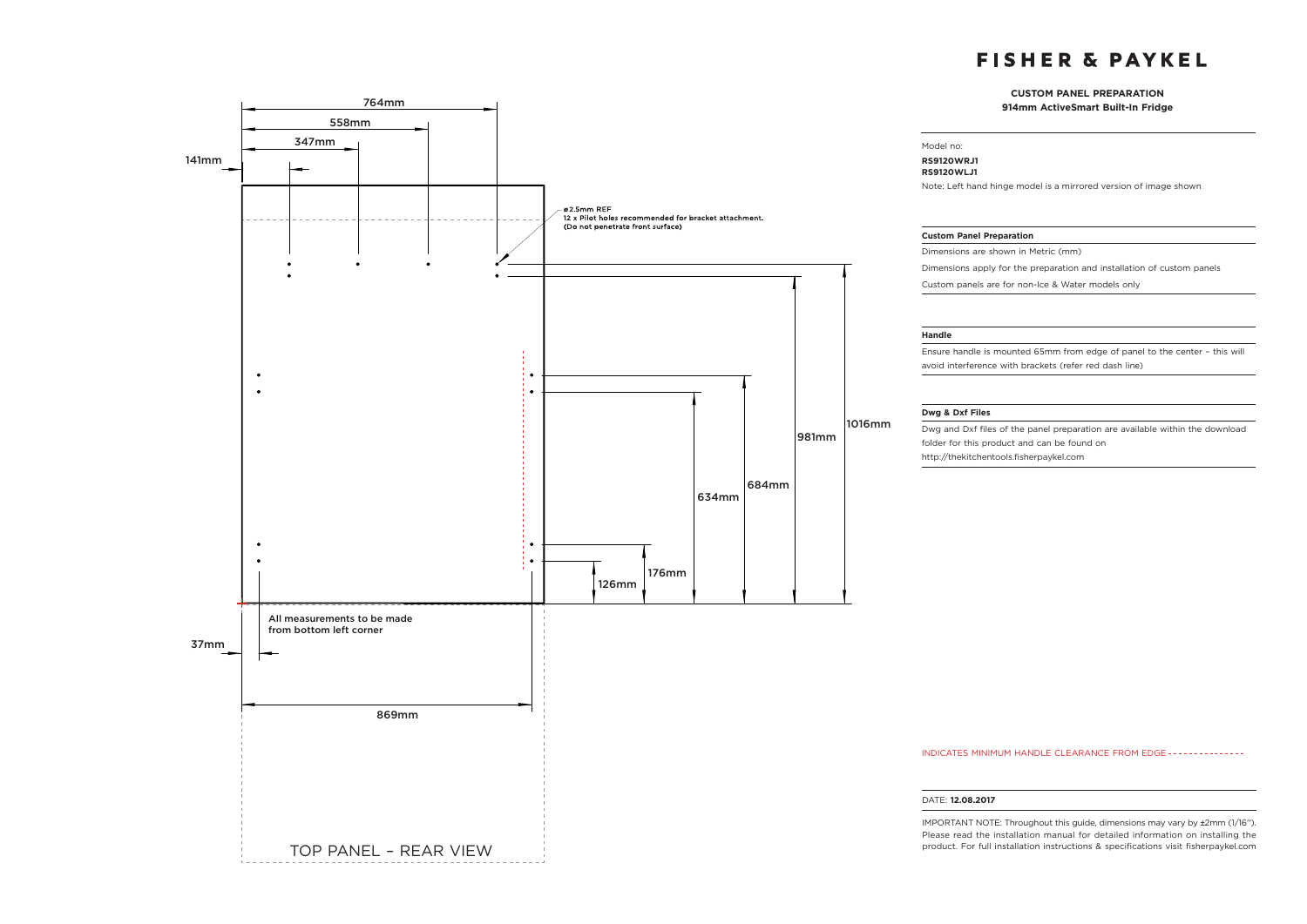# FISHER & PAYKEL

**CUSTOM PANEL PREPARATION**
**914mm ActiveSmart Built-In Fridge**

Model no:
**RS9120WRJ1**
**RS9120WLJ1**

Note: Left hand hinge model is a mirrored version of image shown

764mm

558mm

347mm

141mm

ø2.5mm REF
12 x Pilot holes recommended for bracket attachment.
(Do not penetrate front surface)

1016mm

981mm

684mm

634mm

176mm

126mm

All measurements to be made from bottom left corner

37mm

869mm

TOP PANEL – REAR VIEW

**Custom Panel Preparation**

Dimensions are shown in Metric (mm)

Dimensions apply for the preparation and installation of custom panels

Custom panels are for non-Ice & Water models only

**Handle**

Ensure handle is mounted 65mm from edge of panel to the center – this will avoid interference with brackets (refer red dash line)

**Dwg & Dxf Files**

Dwg and Dxf files of the panel preparation are available within the download folder for this product and can be found on http://thekitchentools.fisherpaykel.com

INDICATES MINIMUM HANDLE CLEARANCE FROM EDGE - - - - - - - - - - - - - - -

DATE: **12.08.2017**

IMPORTANT NOTE: Throughout this guide, dimensions may vary by ±2mm (1/16"). Please read the installation manual for detailed information on installing the product. For full installation instructions & specifications visit fisherpaykel.com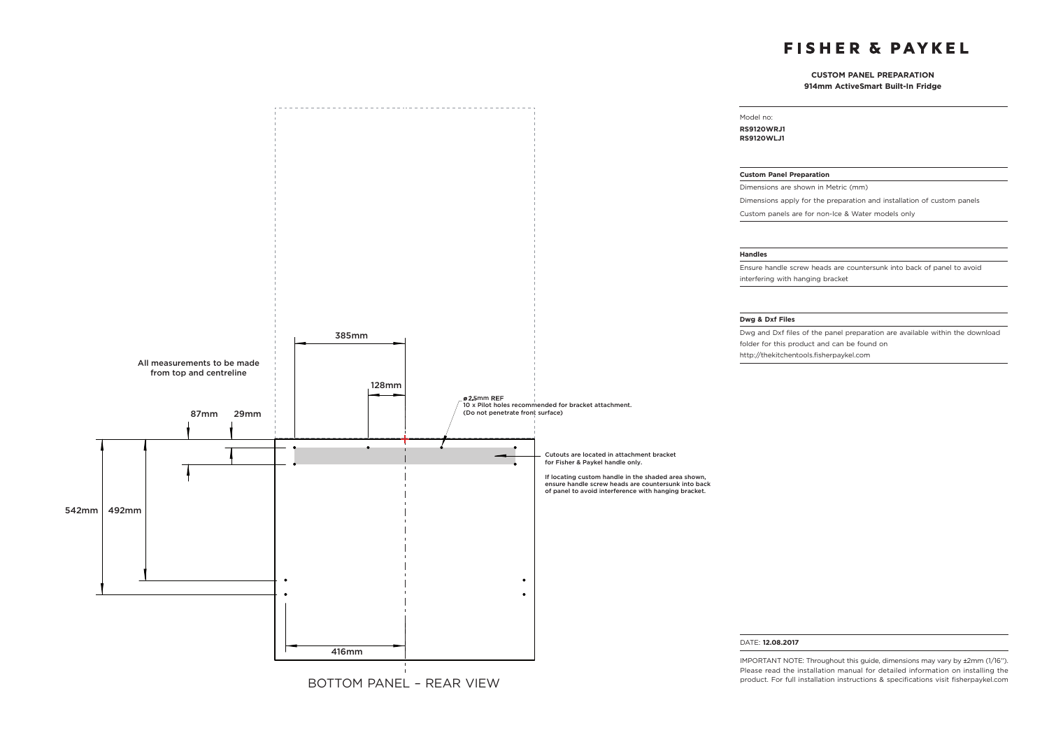# FISHER & PAYKEL

**CUSTOM PANEL PREPARATION**
**914mm ActiveSmart Built-In Fridge**

Model no:
**RS9120WRJ1**
**RS9120WLJ1**

**Custom Panel Preparation**

Dimensions are shown in Metric (mm)

Dimensions apply for the preparation and installation of custom panels

Custom panels are for non-Ice & Water models only

**Handles**

Ensure handle screw heads are countersunk into back of panel to avoid interfering with hanging bracket

**Dwg & Dxf Files**

Dwg and Dxf files of the panel preparation are available within the download folder for this product and can be found on http://thekitchentools.fisherpaykel.com

All measurements to be made from top and centreline

385mm

128mm

87mm 29mm

⌀2.5mm REF
10 x Pilot holes recommended for bracket attachment.
(Do not penetrate front surface)

Cutouts are located in attachment bracket for Fisher & Paykel handle only.

If locating custom handle in the shaded area shown, ensure handle screw heads are countersunk into back of panel to avoid interference with hanging bracket.

542mm 492mm

416mm

BOTTOM PANEL – REAR VIEW

DATE: **12.08.2017**

IMPORTANT NOTE: Throughout this guide, dimensions may vary by ±2mm (1/16"). Please read the installation manual for detailed information on installing the product. For full installation instructions & specifications visit fisherpaykel.com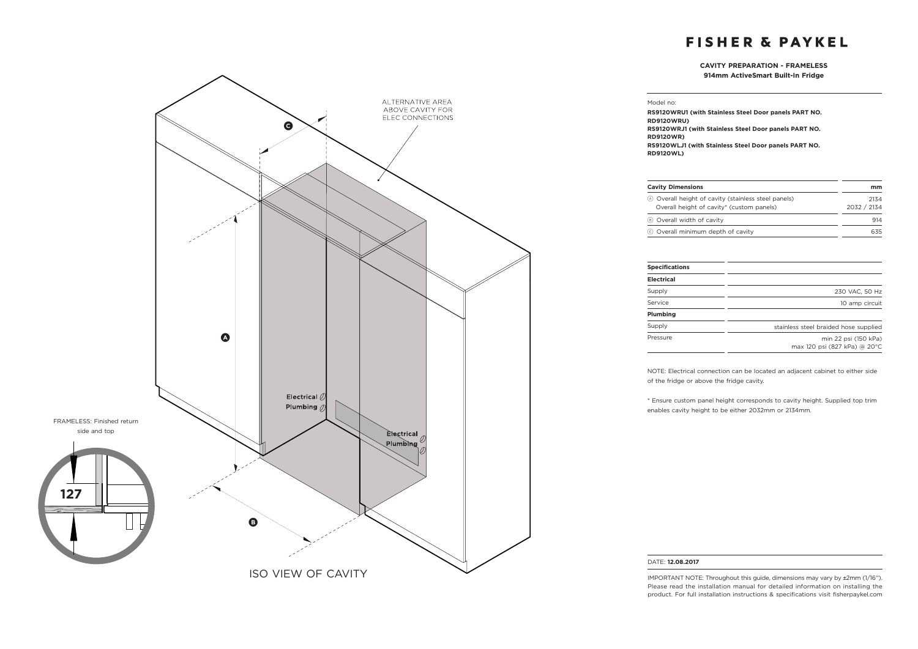# FISHER & PAYKEL

**CAVITY PREPARATION - FRAMELESS**
**914mm ActiveSmart Built-In Fridge**

Model no:

**RS9120WRU1 (with Stainless Steel Door panels PART NO. RD9120WRU)**
**RS9120WRJ1 (with Stainless Steel Door panels PART NO. RD9120WR)**
**RS9120WLJ1 (with Stainless Steel Door panels PART NO. RD9120WL)**

| Cavity Dimensions | mm |
|---|---|
| Ⓐ Overall height of cavity (stainless steel panels) | 2134 |
| Overall height of cavity* (custom panels) | 2032 / 2134 |
| Ⓑ Overall width of cavity | 914 |
| Ⓒ Overall minimum depth of cavity | 635 |

| Specifications | |
|---|---|
| **Electrical** | |
| Supply | 230 VAC, 50 Hz |
| Service | 10 amp circuit |
| **Plumbing** | |
| Supply | stainless steel braided hose supplied |
| Pressure | min 22 psi (150 kPa) max 120 psi (827 kPa) @ 20°C |

NOTE: Electrical connection can be located an adjacent cabinet to either side of the fridge or above the fridge cavity.

* Ensure custom panel height corresponds to cavity height. Supplied top trim enables cavity height to be either 2032mm or 2134mm.

ALTERNATIVE AREA ABOVE CAVITY FOR ELEC CONNECTIONS

Electrical
Plumbing

Electrical
Plumbing

FRAMELESS: Finished return side and top

127

ISO VIEW OF CAVITY

DATE: **12.08.2017**

IMPORTANT NOTE: Throughout this guide, dimensions may vary by ±2mm (1/16"). Please read the installation manual for detailed information on installing the product. For full installation instructions & specifications visit fisherpaykel.com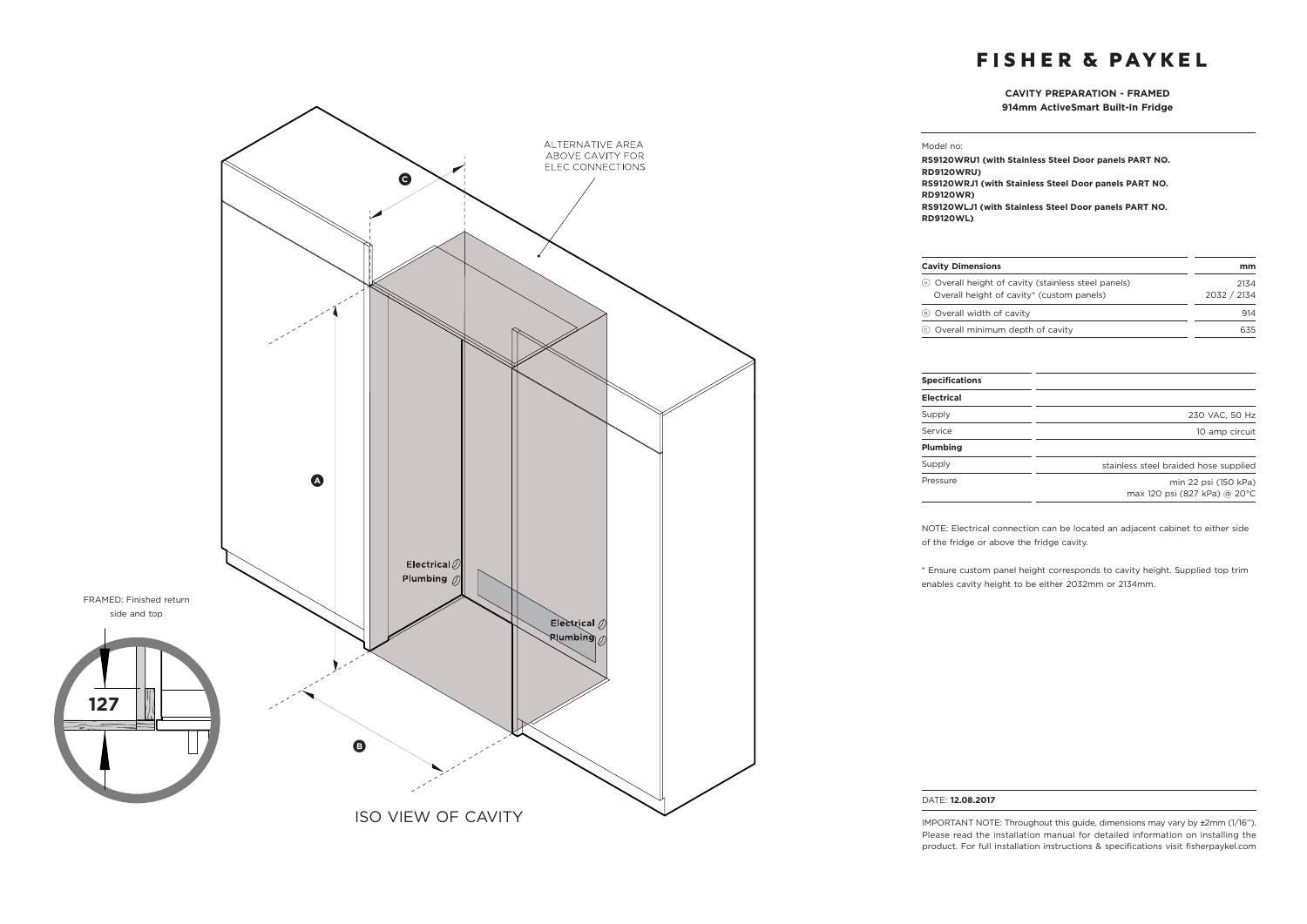# FISHER & PAYKEL

**CAVITY PREPARATION - FRAMED**
**914mm ActiveSmart Built-In Fridge**

Model no:

**RS9120WRU1 (with Stainless Steel Door panels PART NO. RD9120WRU)**
**RS9120WRJ1 (with Stainless Steel Door panels PART NO. RD9120WR)**
**RS9120WLJ1 (with Stainless Steel Door panels PART NO. RD9120WL)**

| Cavity Dimensions | mm |
| --- | --- |
| Ⓐ Overall height of cavity (stainless steel panels) | 2134 |
| Overall height of cavity* (custom panels) | 2032 / 2134 |
| Ⓑ Overall width of cavity | 914 |
| Ⓒ Overall minimum depth of cavity | 635 |

| Specifications | |
| --- | --- |
| **Electrical** | |
| Supply | 230 VAC, 50 Hz |
| Service | 10 amp circuit |
| **Plumbing** | |
| Supply | stainless steel braided hose supplied |
| Pressure | min 22 psi (150 kPa) max 120 psi (827 kPa) @ 20°C |

NOTE: Electrical connection can be located an adjacent cabinet to either side of the fridge or above the fridge cavity.

* Ensure custom panel height corresponds to cavity height. Supplied top trim enables cavity height to be either 2032mm or 2134mm.

ALTERNATIVE AREA ABOVE CAVITY FOR ELEC CONNECTIONS

Electrical
Plumbing

FRAMED: Finished return side and top

127

ISO VIEW OF CAVITY

DATE: **12.08.2017**

IMPORTANT NOTE: Throughout this guide, dimensions may vary by ±2mm (1/16"). Please read the installation manual for detailed information on installing the product. For full installation instructions & specifications visit fisherpaykel.com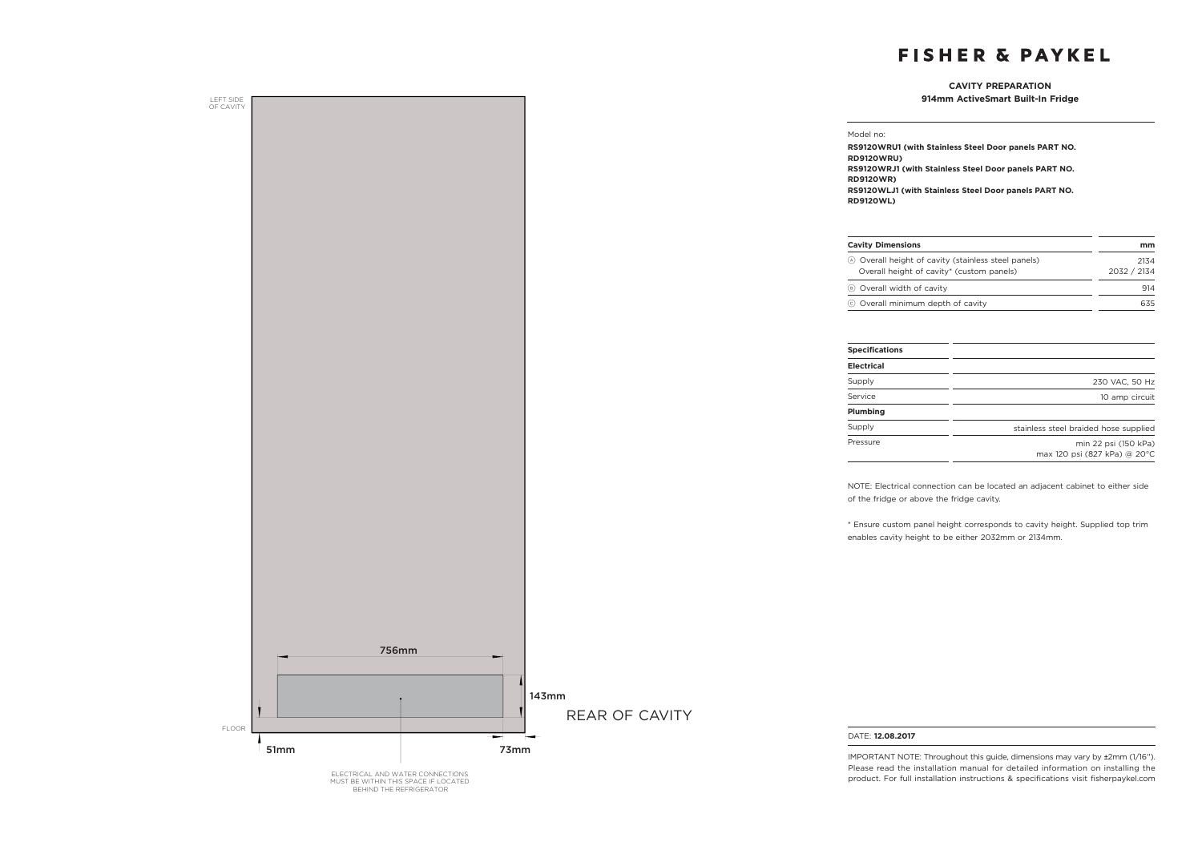LEFT SIDE OF CAVITY

756mm

143mm

REAR OF CAVITY

FLOOR

51mm

73mm

ELECTRICAL AND WATER CONNECTIONS MUST BE WITHIN THIS SPACE IF LOCATED BEHIND THE REFRIGERATOR

# FISHER & PAYKEL

## CAVITY PREPARATION

**914mm ActiveSmart Built-In Fridge**

Model no:

**RS9120WRU1 (with Stainless Steel Door panels PART NO. RD9120WRU)**
**RS9120WRJ1 (with Stainless Steel Door panels PART NO. RD9120WR)**
**RS9120WLJ1 (with Stainless Steel Door panels PART NO. RD9120WL)**

| Cavity Dimensions | mm |
|---|---|
| Ⓐ Overall height of cavity (stainless steel panels)<br>Overall height of cavity* (custom panels) | 2134<br>2032 / 2134 |
| Ⓑ Overall width of cavity | 914 |
| Ⓒ Overall minimum depth of cavity | 635 |

| Specifications | |
|---|---|
| **Electrical** | |
| Supply | 230 VAC, 50 Hz |
| Service | 10 amp circuit |
| **Plumbing** | |
| Supply | stainless steel braided hose supplied |
| Pressure | min 22 psi (150 kPa)<br>max 120 psi (827 kPa) @ 20°C |

NOTE: Electrical connection can be located an adjacent cabinet to either side of the fridge or above the fridge cavity.

* Ensure custom panel height corresponds to cavity height. Supplied top trim enables cavity height to be either 2032mm or 2134mm.

DATE: **12.08.2017**

IMPORTANT NOTE: Throughout this guide, dimensions may vary by ±2mm (1/16"). Please read the installation manual for detailed information on installing the product. For full installation instructions & specifications visit fisherpaykel.com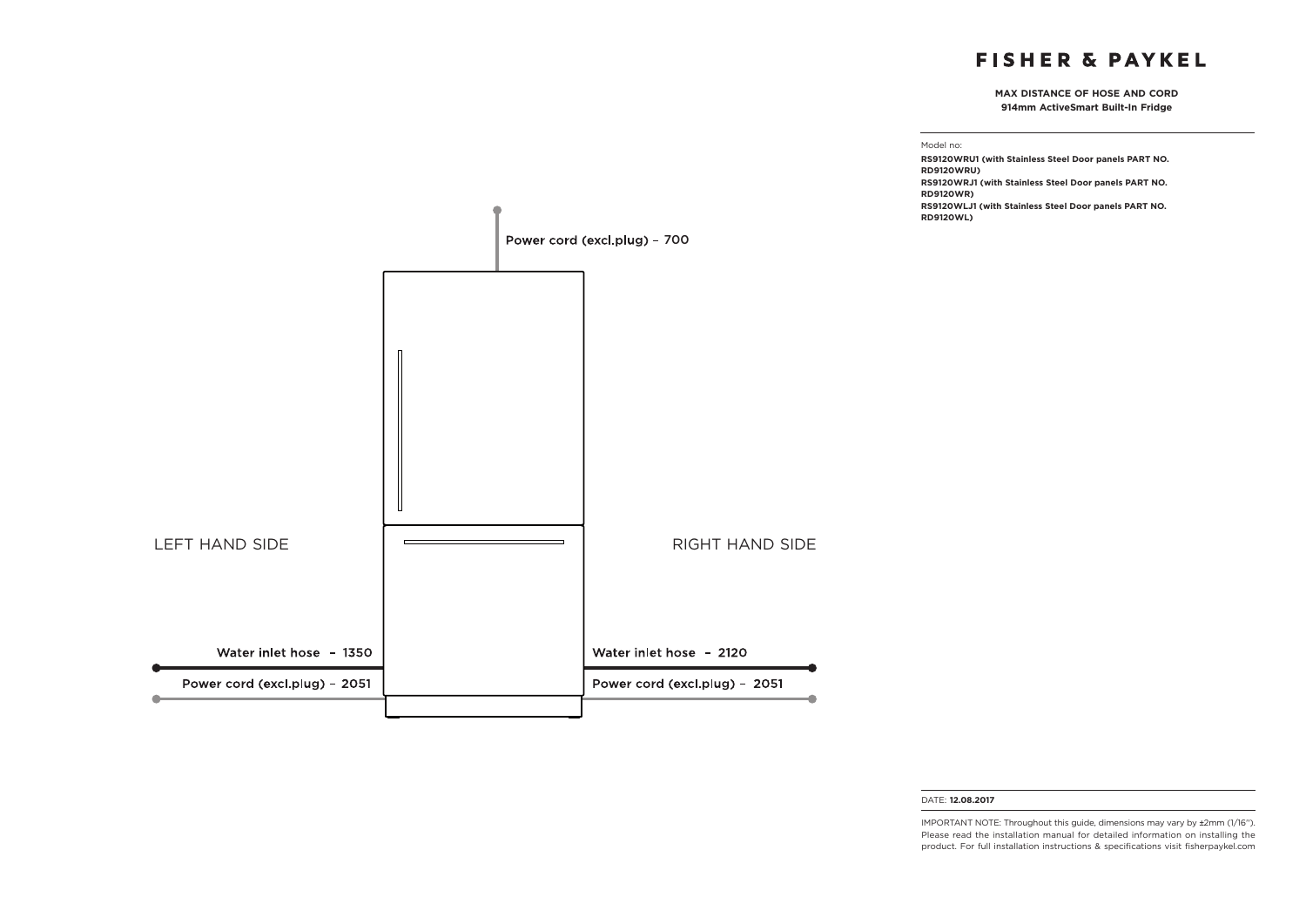# FISHER & PAYKEL

**MAX DISTANCE OF HOSE AND CORD**
**914mm ActiveSmart Built-In Fridge**

Model no:

**RS9120WRU1 (with Stainless Steel Door panels PART NO. RD9120WRU)**
**RS9120WRJ1 (with Stainless Steel Door panels PART NO. RD9120WR)**
**RS9120WLJ1 (with Stainless Steel Door panels PART NO. RD9120WL)**

Power cord (excl.plug) – 700

LEFT HAND SIDE

Water inlet hose – 1350

Power cord (excl.plug) – 2051

RIGHT HAND SIDE

Water inlet hose – 2120

Power cord (excl.plug) – 2051

DATE: **12.08.2017**

IMPORTANT NOTE: Throughout this guide, dimensions may vary by ±2mm (1/16"). Please read the installation manual for detailed information on installing the product. For full installation instructions & specifications visit fisherpaykel.com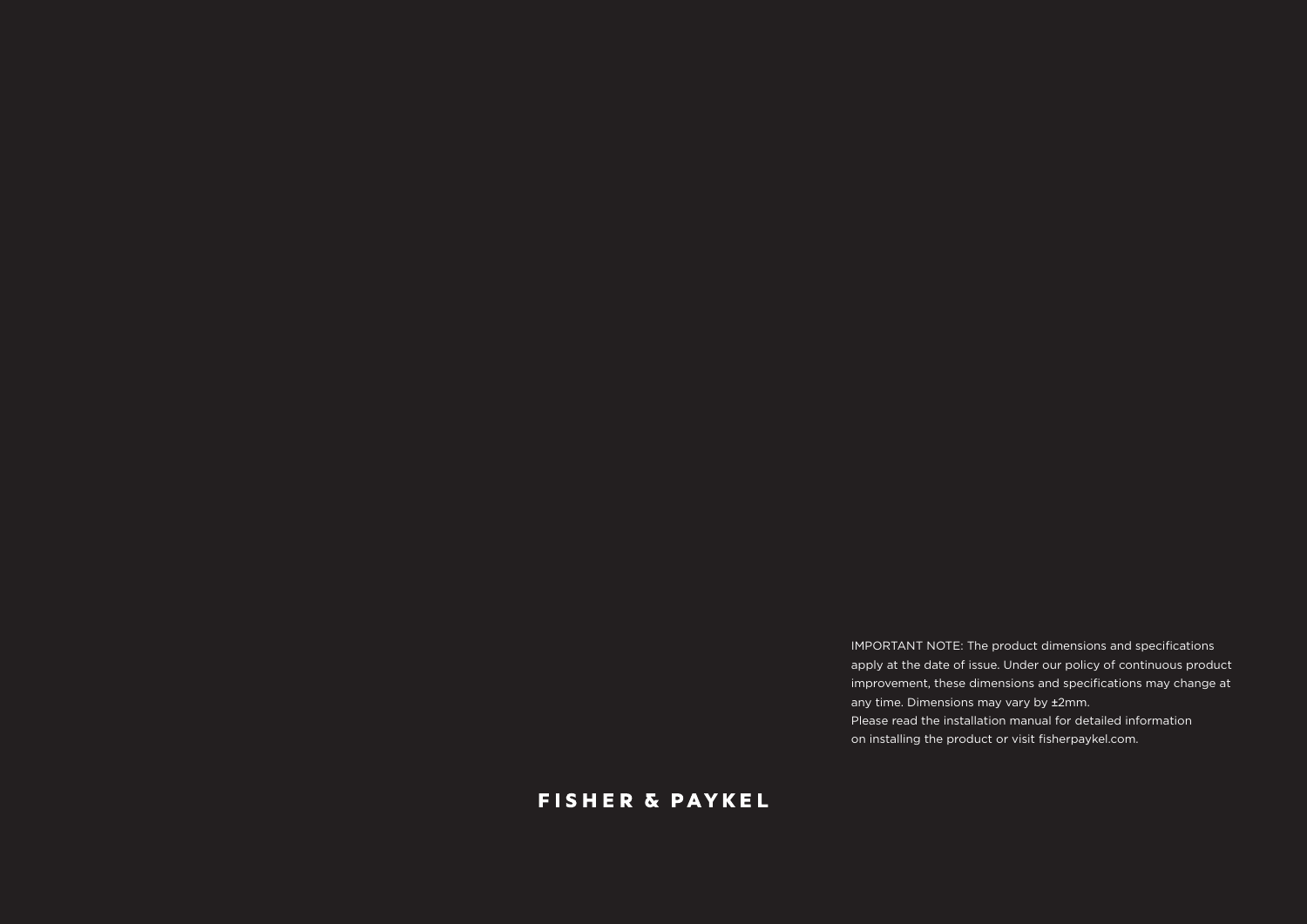IMPORTANT NOTE: The product dimensions and specifications apply at the date of issue. Under our policy of continuous product improvement, these dimensions and specifications may change at any time. Dimensions may vary by ±2mm.
Please read the installation manual for detailed information on installing the product or visit fisherpaykel.com.

**FISHER & PAYKEL**